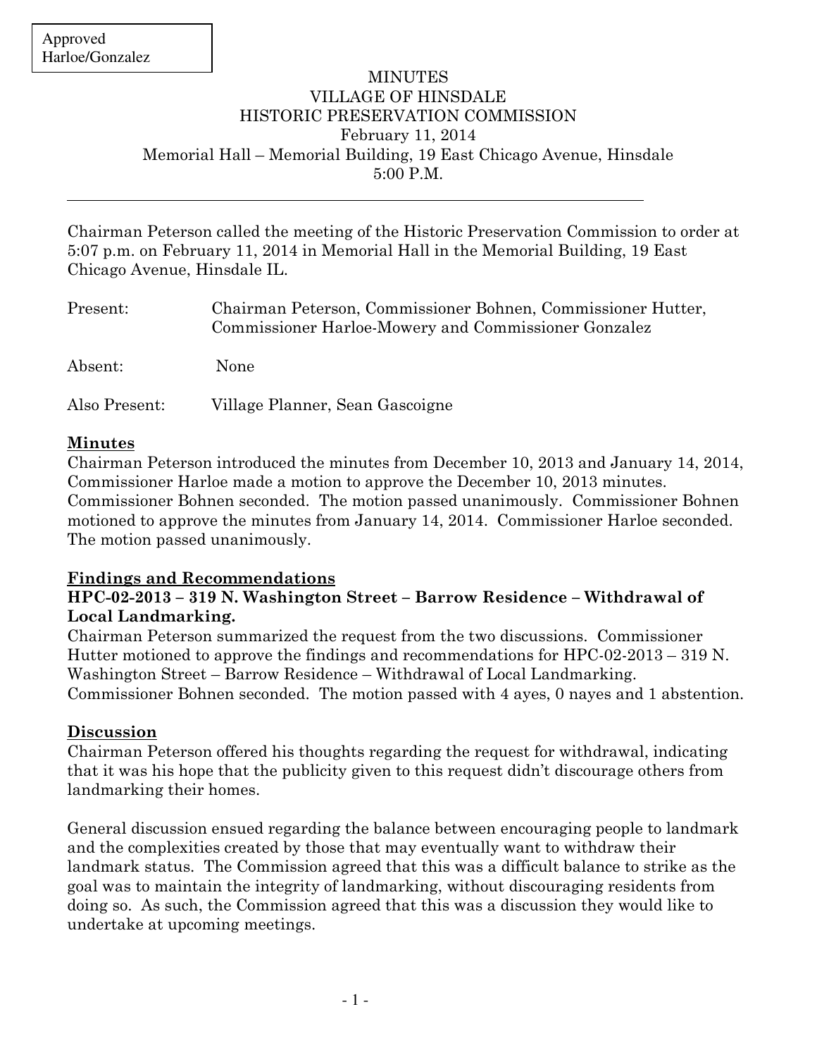Approved
Harloe/Gonzalez

# MINUTES
## VILLAGE OF HINSDALE
## HISTORIC PRESERVATION COMMISSION

February 11, 2014
Memorial Hall – Memorial Building, 19 East Chicago Avenue, Hinsdale
5:00 P.M.

---

Chairman Peterson called the meeting of the Historic Preservation Commission to order at 5:07 p.m. on February 11, 2014 in Memorial Hall in the Memorial Building, 19 East Chicago Avenue, Hinsdale IL.

Present: Chairman Peterson, Commissioner Bohnen, Commissioner Hutter, Commissioner Harloe-Mowery and Commissioner Gonzalez

Absent: None

Also Present: Village Planner, Sean Gascoigne

**Minutes**

Chairman Peterson introduced the minutes from December 10, 2013 and January 14, 2014, Commissioner Harloe made a motion to approve the December 10, 2013 minutes. Commissioner Bohnen seconded. The motion passed unanimously. Commissioner Bohnen motioned to approve the minutes from January 14, 2014. Commissioner Harloe seconded. The motion passed unanimously.

**Findings and Recommendations**

**HPC-02-2013 – 319 N. Washington Street – Barrow Residence – Withdrawal of Local Landmarking.**

Chairman Peterson summarized the request from the two discussions. Commissioner Hutter motioned to approve the findings and recommendations for HPC-02-2013 – 319 N. Washington Street – Barrow Residence – Withdrawal of Local Landmarking. Commissioner Bohnen seconded. The motion passed with 4 ayes, 0 nayes and 1 abstention.

**Discussion**

Chairman Peterson offered his thoughts regarding the request for withdrawal, indicating that it was his hope that the publicity given to this request didn't discourage others from landmarking their homes.

General discussion ensued regarding the balance between encouraging people to landmark and the complexities created by those that may eventually want to withdraw their landmark status. The Commission agreed that this was a difficult balance to strike as the goal was to maintain the integrity of landmarking, without discouraging residents from doing so. As such, the Commission agreed that this was a discussion they would like to undertake at upcoming meetings.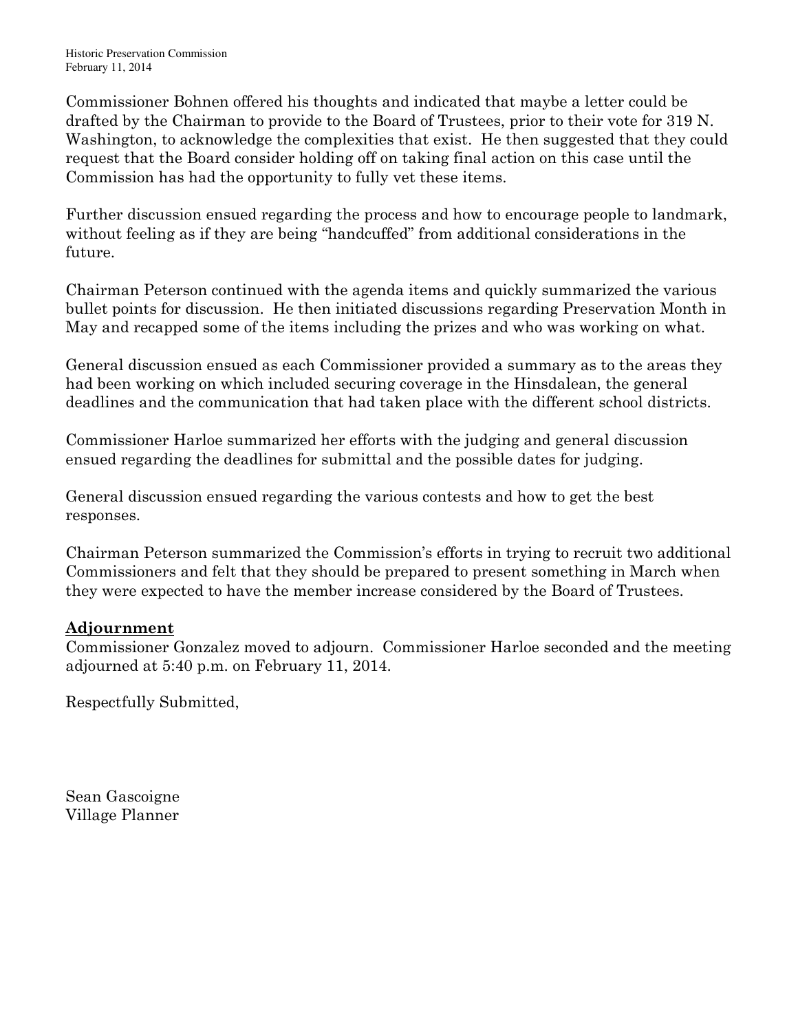Commissioner Bohnen offered his thoughts and indicated that maybe a letter could be drafted by the Chairman to provide to the Board of Trustees, prior to their vote for 319 N. Washington, to acknowledge the complexities that exist. He then suggested that they could request that the Board consider holding off on taking final action on this case until the Commission has had the opportunity to fully vet these items.

Further discussion ensued regarding the process and how to encourage people to landmark, without feeling as if they are being "handcuffed" from additional considerations in the future.

Chairman Peterson continued with the agenda items and quickly summarized the various bullet points for discussion. He then initiated discussions regarding Preservation Month in May and recapped some of the items including the prizes and who was working on what.

General discussion ensued as each Commissioner provided a summary as to the areas they had been working on which included securing coverage in the Hinsdalean, the general deadlines and the communication that had taken place with the different school districts.

Commissioner Harloe summarized her efforts with the judging and general discussion ensued regarding the deadlines for submittal and the possible dates for judging.

General discussion ensued regarding the various contests and how to get the best responses.

Chairman Peterson summarized the Commission's efforts in trying to recruit two additional Commissioners and felt that they should be prepared to present something in March when they were expected to have the member increase considered by the Board of Trustees.

**Adjournment**

Commissioner Gonzalez moved to adjourn. Commissioner Harloe seconded and the meeting adjourned at 5:40 p.m. on February 11, 2014.

Respectfully Submitted,

Sean Gascoigne
Village Planner